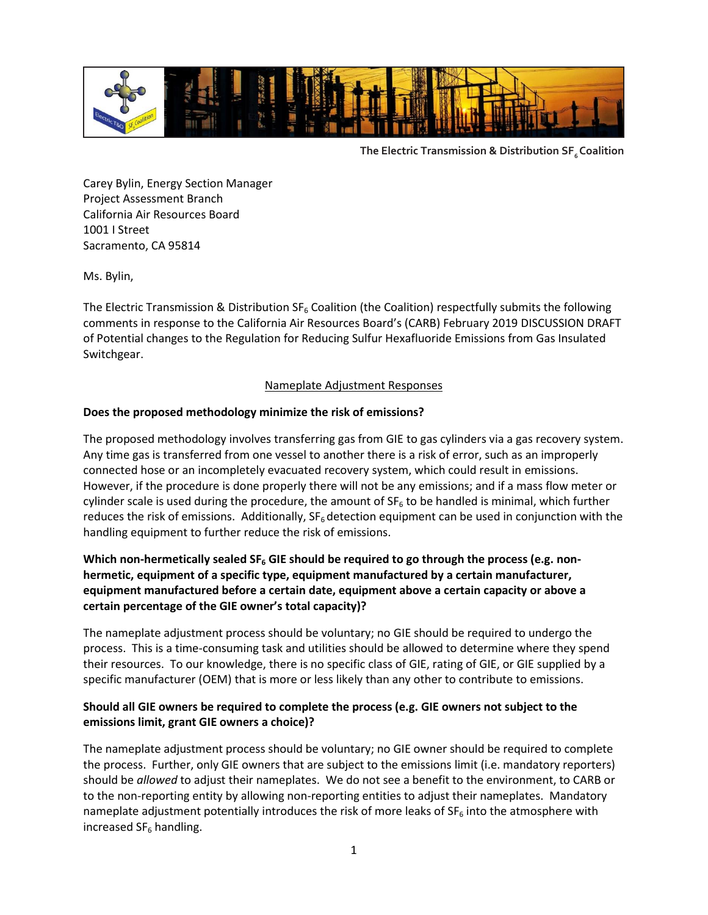The Electric Transmission & Distribution $SF_6$ Coalition

Carey Bylin, Energy Section Manager
Project Assessment Branch
California Air Resources Board
1001 I Street
Sacramento, CA 95814

Ms. Bylin,

The Electric Transmission & Distribution $SF_6$ Coalition (the Coalition) respectfully submits the following comments in response to the California Air Resources Board's (CARB) February 2019 DISCUSSION DRAFT of Potential changes to the Regulation for Reducing Sulfur Hexafluoride Emissions from Gas Insulated Switchgear.

## Nameplate Adjustment Responses

**Does the proposed methodology minimize the risk of emissions?**

The proposed methodology involves transferring gas from GIE to gas cylinders via a gas recovery system. Any time gas is transferred from one vessel to another there is a risk of error, such as an improperly connected hose or an incompletely evacuated recovery system, which could result in emissions. However, if the procedure is done properly there will not be any emissions; and if a mass flow meter or cylinder scale is used during the procedure, the amount of $SF_6$ to be handled is minimal, which further reduces the risk of emissions. Additionally, $SF_6$ detection equipment can be used in conjunction with the handling equipment to further reduce the risk of emissions.

**Which non-hermetically sealed $SF_6$ GIE should be required to go through the process (e.g. non-hermetic, equipment of a specific type, equipment manufactured by a certain manufacturer, equipment manufactured before a certain date, equipment above a certain capacity or above a certain percentage of the GIE owner's total capacity)?**

The nameplate adjustment process should be voluntary; no GIE should be required to undergo the process. This is a time-consuming task and utilities should be allowed to determine where they spend their resources. To our knowledge, there is no specific class of GIE, rating of GIE, or GIE supplied by a specific manufacturer (OEM) that is more or less likely than any other to contribute to emissions.

**Should all GIE owners be required to complete the process (e.g. GIE owners not subject to the emissions limit, grant GIE owners a choice)?**

The nameplate adjustment process should be voluntary; no GIE owner should be required to complete the process. Further, only GIE owners that are subject to the emissions limit (i.e. mandatory reporters) should be *allowed* to adjust their nameplates. We do not see a benefit to the environment, to CARB or to the non-reporting entity by allowing non-reporting entities to adjust their nameplates. Mandatory nameplate adjustment potentially introduces the risk of more leaks of $SF_6$ into the atmosphere with increased $SF_6$ handling.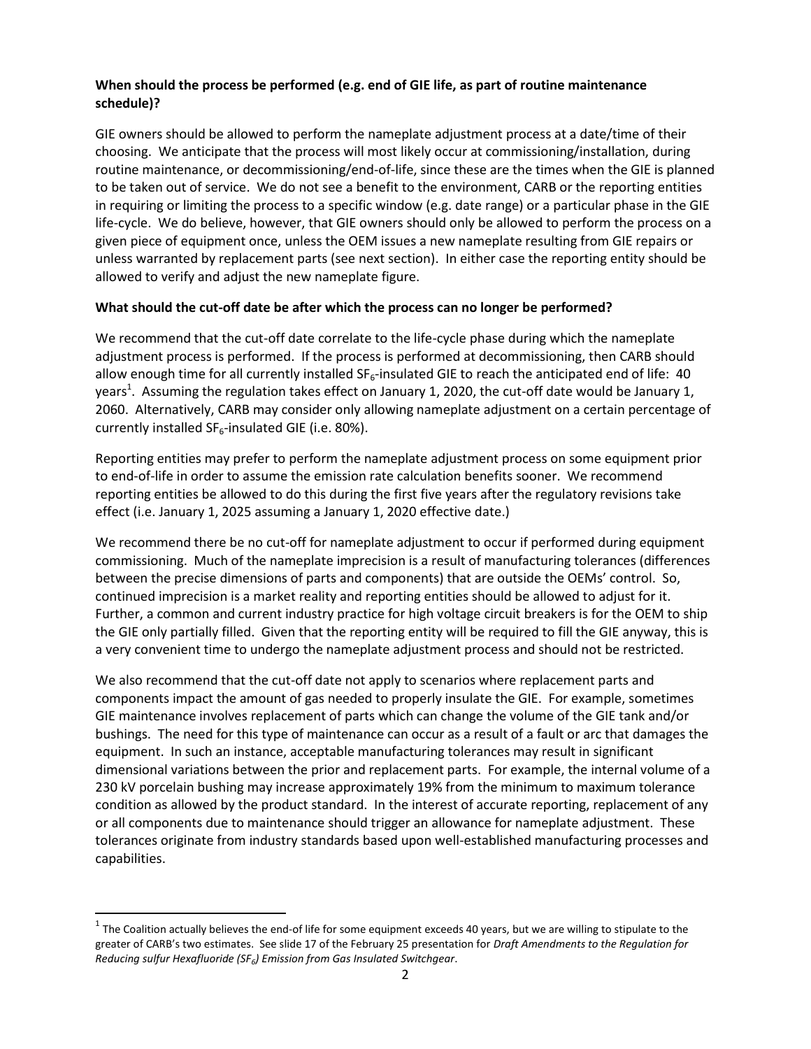**When should the process be performed (e.g. end of GIE life, as part of routine maintenance schedule)?**

GIE owners should be allowed to perform the nameplate adjustment process at a date/time of their choosing. We anticipate that the process will most likely occur at commissioning/installation, during routine maintenance, or decommissioning/end-of-life, since these are the times when the GIE is planned to be taken out of service. We do not see a benefit to the environment, CARB or the reporting entities in requiring or limiting the process to a specific window (e.g. date range) or a particular phase in the GIE life-cycle. We do believe, however, that GIE owners should only be allowed to perform the process on a given piece of equipment once, unless the OEM issues a new nameplate resulting from GIE repairs or unless warranted by replacement parts (see next section). In either case the reporting entity should be allowed to verify and adjust the new nameplate figure.

**What should the cut-off date be after which the process can no longer be performed?**

We recommend that the cut-off date correlate to the life-cycle phase during which the nameplate adjustment process is performed. If the process is performed at decommissioning, then CARB should allow enough time for all currently installed $SF_6$-insulated GIE to reach the anticipated end of life: 40 years[1]. Assuming the regulation takes effect on January 1, 2020, the cut-off date would be January 1, 2060. Alternatively, CARB may consider only allowing nameplate adjustment on a certain percentage of currently installed $SF_6$-insulated GIE (i.e. 80%).

Reporting entities may prefer to perform the nameplate adjustment process on some equipment prior to end-of-life in order to assume the emission rate calculation benefits sooner. We recommend reporting entities be allowed to do this during the first five years after the regulatory revisions take effect (i.e. January 1, 2025 assuming a January 1, 2020 effective date.)

We recommend there be no cut-off for nameplate adjustment to occur if performed during equipment commissioning. Much of the nameplate imprecision is a result of manufacturing tolerances (differences between the precise dimensions of parts and components) that are outside the OEMs' control. So, continued imprecision is a market reality and reporting entities should be allowed to adjust for it. Further, a common and current industry practice for high voltage circuit breakers is for the OEM to ship the GIE only partially filled. Given that the reporting entity will be required to fill the GIE anyway, this is a very convenient time to undergo the nameplate adjustment process and should not be restricted.

We also recommend that the cut-off date not apply to scenarios where replacement parts and components impact the amount of gas needed to properly insulate the GIE. For example, sometimes GIE maintenance involves replacement of parts which can change the volume of the GIE tank and/or bushings. The need for this type of maintenance can occur as a result of a fault or arc that damages the equipment. In such an instance, acceptable manufacturing tolerances may result in significant dimensional variations between the prior and replacement parts. For example, the internal volume of a 230 kV porcelain bushing may increase approximately 19% from the minimum to maximum tolerance condition as allowed by the product standard. In the interest of accurate reporting, replacement of any or all components due to maintenance should trigger an allowance for nameplate adjustment. These tolerances originate from industry standards based upon well-established manufacturing processes and capabilities.

[1] The Coalition actually believes the end-of life for some equipment exceeds 40 years, but we are willing to stipulate to the greater of CARB's two estimates. See slide 17 of the February 25 presentation for *Draft Amendments to the Regulation for Reducing sulfur Hexafluoride ($SF_6$) Emission from Gas Insulated Switchgear*.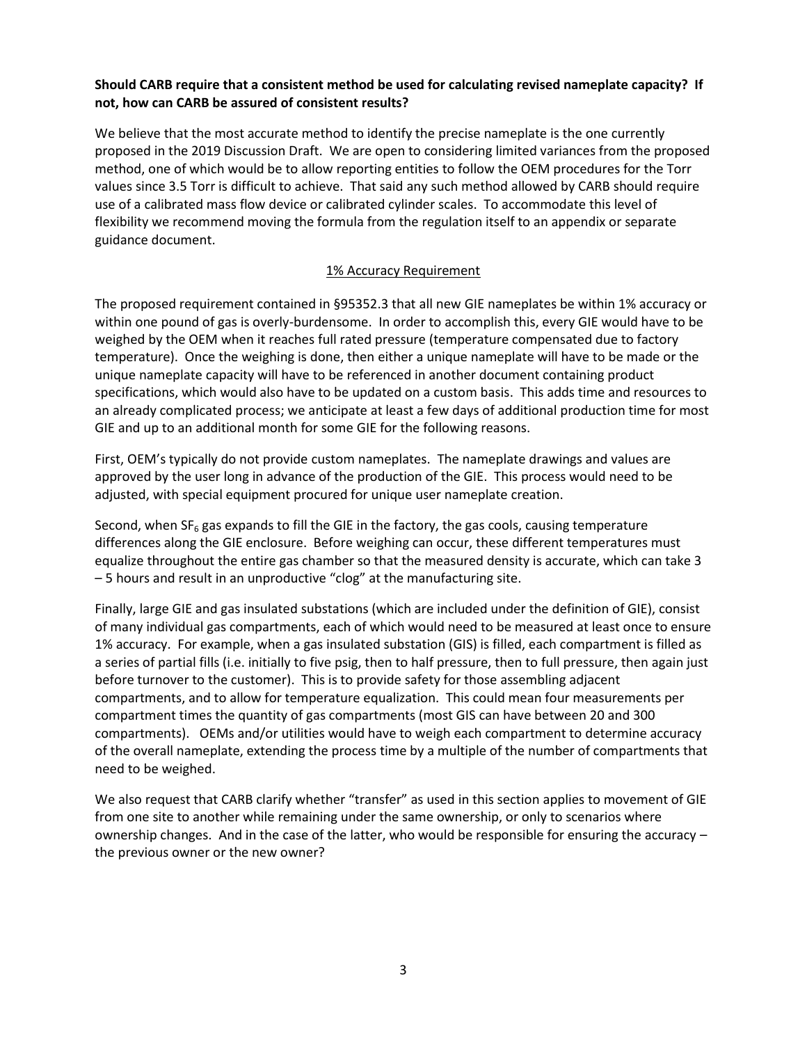**Should CARB require that a consistent method be used for calculating revised nameplate capacity? If not, how can CARB be assured of consistent results?**

We believe that the most accurate method to identify the precise nameplate is the one currently proposed in the 2019 Discussion Draft. We are open to considering limited variances from the proposed method, one of which would be to allow reporting entities to follow the OEM procedures for the Torr values since 3.5 Torr is difficult to achieve. That said any such method allowed by CARB should require use of a calibrated mass flow device or calibrated cylinder scales. To accommodate this level of flexibility we recommend moving the formula from the regulation itself to an appendix or separate guidance document.

## 1% Accuracy Requirement

The proposed requirement contained in §95352.3 that all new GIE nameplates be within 1% accuracy or within one pound of gas is overly-burdensome. In order to accomplish this, every GIE would have to be weighed by the OEM when it reaches full rated pressure (temperature compensated due to factory temperature). Once the weighing is done, then either a unique nameplate will have to be made or the unique nameplate capacity will have to be referenced in another document containing product specifications, which would also have to be updated on a custom basis. This adds time and resources to an already complicated process; we anticipate at least a few days of additional production time for most GIE and up to an additional month for some GIE for the following reasons.

First, OEM's typically do not provide custom nameplates. The nameplate drawings and values are approved by the user long in advance of the production of the GIE. This process would need to be adjusted, with special equipment procured for unique user nameplate creation.

Second, when $SF_6$ gas expands to fill the GIE in the factory, the gas cools, causing temperature differences along the GIE enclosure. Before weighing can occur, these different temperatures must equalize throughout the entire gas chamber so that the measured density is accurate, which can take 3 – 5 hours and result in an unproductive "clog" at the manufacturing site.

Finally, large GIE and gas insulated substations (which are included under the definition of GIE), consist of many individual gas compartments, each of which would need to be measured at least once to ensure 1% accuracy. For example, when a gas insulated substation (GIS) is filled, each compartment is filled as a series of partial fills (i.e. initially to five psig, then to half pressure, then to full pressure, then again just before turnover to the customer). This is to provide safety for those assembling adjacent compartments, and to allow for temperature equalization. This could mean four measurements per compartment times the quantity of gas compartments (most GIS can have between 20 and 300 compartments). OEMs and/or utilities would have to weigh each compartment to determine accuracy of the overall nameplate, extending the process time by a multiple of the number of compartments that need to be weighed.

We also request that CARB clarify whether "transfer" as used in this section applies to movement of GIE from one site to another while remaining under the same ownership, or only to scenarios where ownership changes. And in the case of the latter, who would be responsible for ensuring the accuracy – the previous owner or the new owner?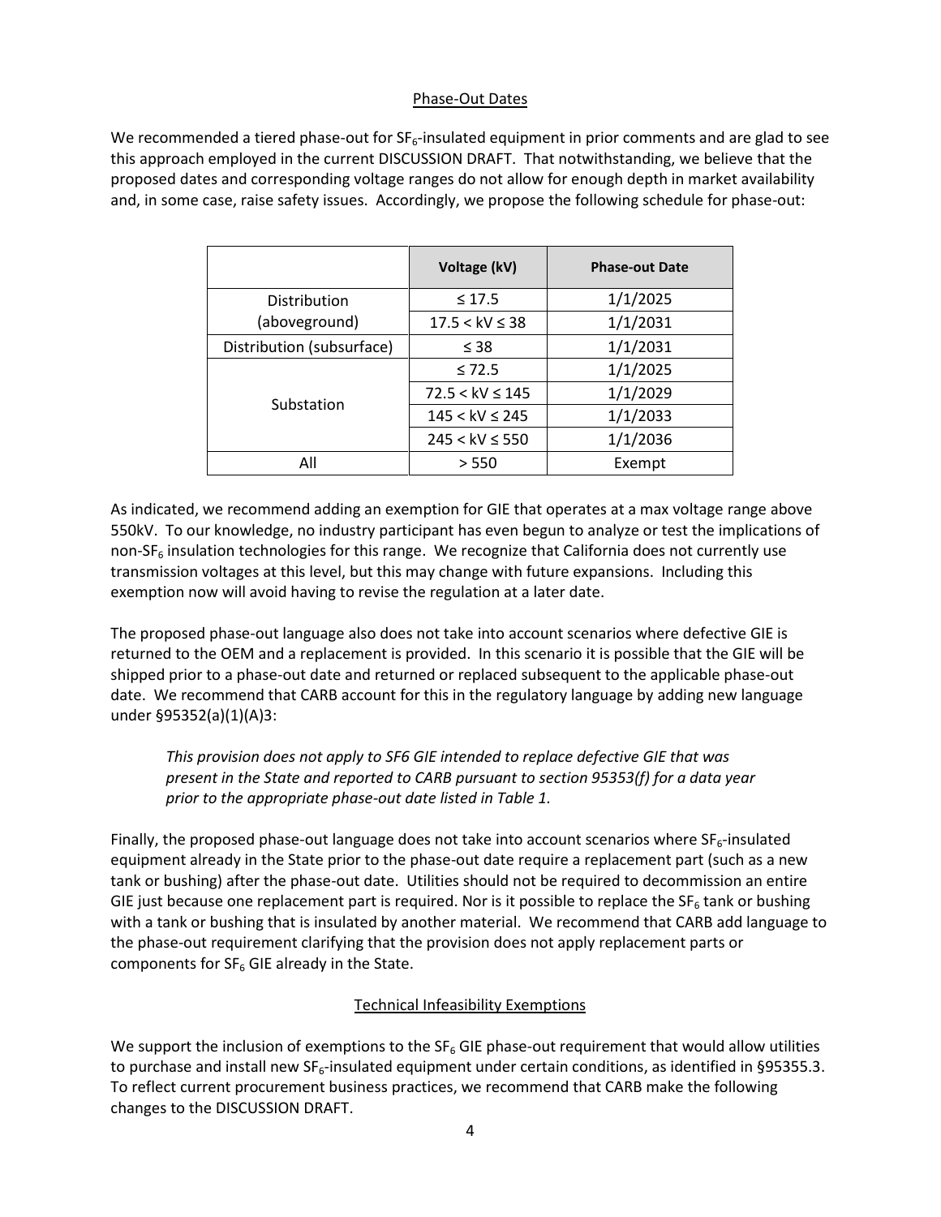## Phase-Out Dates

We recommended a tiered phase-out for $SF_6$-insulated equipment in prior comments and are glad to see this approach employed in the current DISCUSSION DRAFT. That notwithstanding, we believe that the proposed dates and corresponding voltage ranges do not allow for enough depth in market availability and, in some case, raise safety issues. Accordingly, we propose the following schedule for phase-out:

| | Voltage (kV) | Phase-out Date |
|---|---|---|
| Distribution (aboveground) | ≤ 17.5 | 1/1/2025 |
| | 17.5 < kV ≤ 38 | 1/1/2031 |
| Distribution (subsurface) | ≤ 38 | 1/1/2031 |
| Substation | ≤ 72.5 | 1/1/2025 |
| | 72.5 < kV ≤ 145 | 1/1/2029 |
| | 145 < kV ≤ 245 | 1/1/2033 |
| | 245 < kV ≤ 550 | 1/1/2036 |
| All | > 550 | Exempt |

As indicated, we recommend adding an exemption for GIE that operates at a max voltage range above 550kV. To our knowledge, no industry participant has even begun to analyze or test the implications of non-$SF_6$ insulation technologies for this range. We recognize that California does not currently use transmission voltages at this level, but this may change with future expansions. Including this exemption now will avoid having to revise the regulation at a later date.

The proposed phase-out language also does not take into account scenarios where defective GIE is returned to the OEM and a replacement is provided. In this scenario it is possible that the GIE will be shipped prior to a phase-out date and returned or replaced subsequent to the applicable phase-out date. We recommend that CARB account for this in the regulatory language by adding new language under §95352(a)(1)(A)3:

> *This provision does not apply to SF6 GIE intended to replace defective GIE that was present in the State and reported to CARB pursuant to section 95353(f) for a data year prior to the appropriate phase-out date listed in Table 1.*

Finally, the proposed phase-out language does not take into account scenarios where $SF_6$-insulated equipment already in the State prior to the phase-out date require a replacement part (such as a new tank or bushing) after the phase-out date. Utilities should not be required to decommission an entire GIE just because one replacement part is required. Nor is it possible to replace the $SF_6$ tank or bushing with a tank or bushing that is insulated by another material. We recommend that CARB add language to the phase-out requirement clarifying that the provision does not apply replacement parts or components for $SF_6$ GIE already in the State.

## Technical Infeasibility Exemptions

We support the inclusion of exemptions to the $SF_6$ GIE phase-out requirement that would allow utilities to purchase and install new $SF_6$-insulated equipment under certain conditions, as identified in §95355.3. To reflect current procurement business practices, we recommend that CARB make the following changes to the DISCUSSION DRAFT.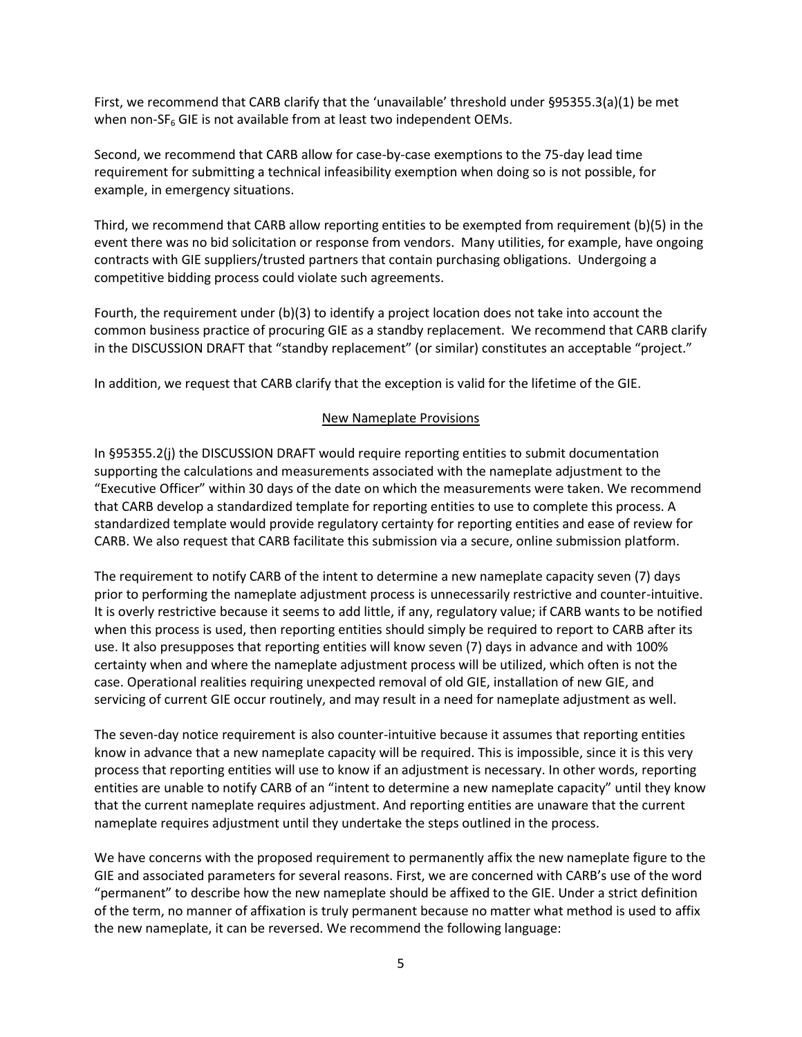First, we recommend that CARB clarify that the 'unavailable' threshold under §95355.3(a)(1) be met when non-$SF_6$ GIE is not available from at least two independent OEMs.

Second, we recommend that CARB allow for case-by-case exemptions to the 75-day lead time requirement for submitting a technical infeasibility exemption when doing so is not possible, for example, in emergency situations.

Third, we recommend that CARB allow reporting entities to be exempted from requirement (b)(5) in the event there was no bid solicitation or response from vendors. Many utilities, for example, have ongoing contracts with GIE suppliers/trusted partners that contain purchasing obligations. Undergoing a competitive bidding process could violate such agreements.

Fourth, the requirement under (b)(3) to identify a project location does not take into account the common business practice of procuring GIE as a standby replacement. We recommend that CARB clarify in the DISCUSSION DRAFT that "standby replacement" (or similar) constitutes an acceptable "project."

In addition, we request that CARB clarify that the exception is valid for the lifetime of the GIE.

## New Nameplate Provisions

In §95355.2(j) the DISCUSSION DRAFT would require reporting entities to submit documentation supporting the calculations and measurements associated with the nameplate adjustment to the "Executive Officer" within 30 days of the date on which the measurements were taken. We recommend that CARB develop a standardized template for reporting entities to use to complete this process. A standardized template would provide regulatory certainty for reporting entities and ease of review for CARB. We also request that CARB facilitate this submission via a secure, online submission platform.

The requirement to notify CARB of the intent to determine a new nameplate capacity seven (7) days prior to performing the nameplate adjustment process is unnecessarily restrictive and counter-intuitive. It is overly restrictive because it seems to add little, if any, regulatory value; if CARB wants to be notified when this process is used, then reporting entities should simply be required to report to CARB after its use. It also presupposes that reporting entities will know seven (7) days in advance and with 100% certainty when and where the nameplate adjustment process will be utilized, which often is not the case. Operational realities requiring unexpected removal of old GIE, installation of new GIE, and servicing of current GIE occur routinely, and may result in a need for nameplate adjustment as well.

The seven-day notice requirement is also counter-intuitive because it assumes that reporting entities know in advance that a new nameplate capacity will be required. This is impossible, since it is this very process that reporting entities will use to know if an adjustment is necessary. In other words, reporting entities are unable to notify CARB of an "intent to determine a new nameplate capacity" until they know that the current nameplate requires adjustment. And reporting entities are unaware that the current nameplate requires adjustment until they undertake the steps outlined in the process.

We have concerns with the proposed requirement to permanently affix the new nameplate figure to the GIE and associated parameters for several reasons. First, we are concerned with CARB's use of the word "permanent" to describe how the new nameplate should be affixed to the GIE. Under a strict definition of the term, no manner of affixation is truly permanent because no matter what method is used to affix the new nameplate, it can be reversed. We recommend the following language: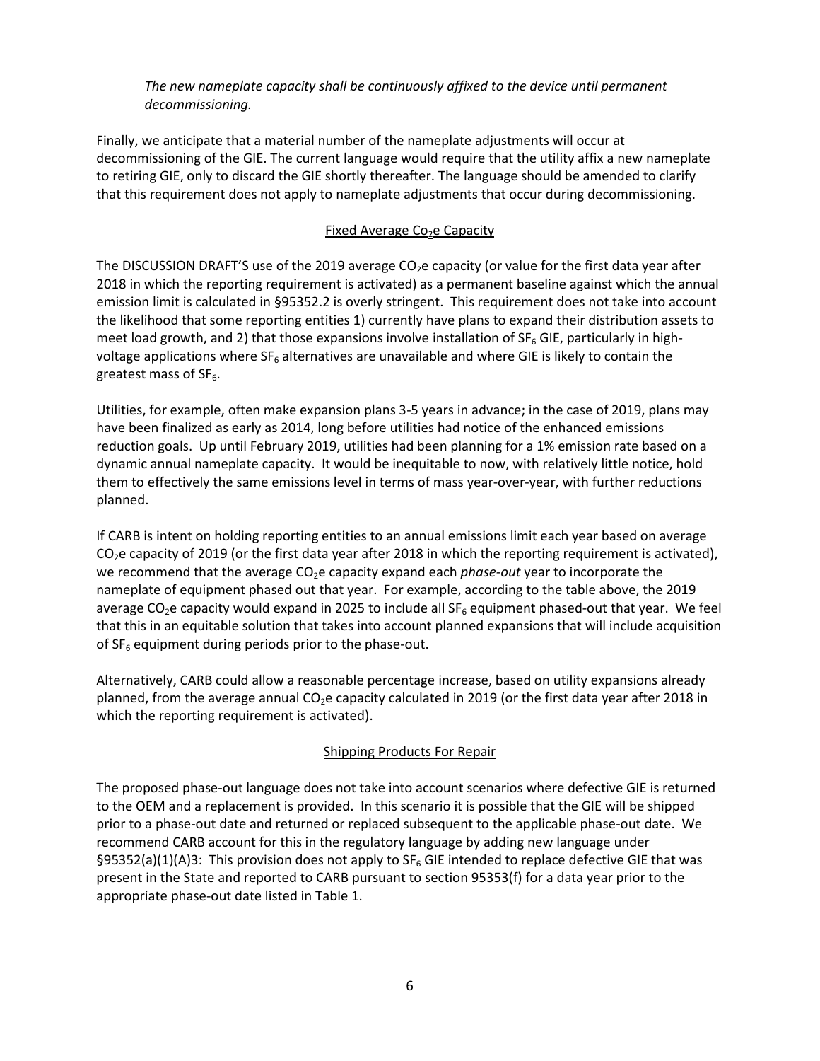*The new nameplate capacity shall be continuously affixed to the device until permanent decommissioning.*

Finally, we anticipate that a material number of the nameplate adjustments will occur at decommissioning of the GIE. The current language would require that the utility affix a new nameplate to retiring GIE, only to discard the GIE shortly thereafter. The language should be amended to clarify that this requirement does not apply to nameplate adjustments that occur during decommissioning.

<u>Fixed Average $Co_2e$ Capacity</u>

The DISCUSSION DRAFT'S use of the 2019 average $CO_2e$ capacity (or value for the first data year after 2018 in which the reporting requirement is activated) as a permanent baseline against which the annual emission limit is calculated in §95352.2 is overly stringent. This requirement does not take into account the likelihood that some reporting entities 1) currently have plans to expand their distribution assets to meet load growth, and 2) that those expansions involve installation of $SF_6$ GIE, particularly in high-voltage applications where $SF_6$ alternatives are unavailable and where GIE is likely to contain the greatest mass of $SF_6$.

Utilities, for example, often make expansion plans 3-5 years in advance; in the case of 2019, plans may have been finalized as early as 2014, long before utilities had notice of the enhanced emissions reduction goals. Up until February 2019, utilities had been planning for a 1% emission rate based on a dynamic annual nameplate capacity. It would be inequitable to now, with relatively little notice, hold them to effectively the same emissions level in terms of mass year-over-year, with further reductions planned.

If CARB is intent on holding reporting entities to an annual emissions limit each year based on average $CO_2e$ capacity of 2019 (or the first data year after 2018 in which the reporting requirement is activated), we recommend that the average $CO_2e$ capacity expand each *phase-out* year to incorporate the nameplate of equipment phased out that year. For example, according to the table above, the 2019 average $CO_2e$ capacity would expand in 2025 to include all $SF_6$ equipment phased-out that year. We feel that this in an equitable solution that takes into account planned expansions that will include acquisition of $SF_6$ equipment during periods prior to the phase-out.

Alternatively, CARB could allow a reasonable percentage increase, based on utility expansions already planned, from the average annual $CO_2e$ capacity calculated in 2019 (or the first data year after 2018 in which the reporting requirement is activated).

<u>Shipping Products For Repair</u>

The proposed phase-out language does not take into account scenarios where defective GIE is returned to the OEM and a replacement is provided. In this scenario it is possible that the GIE will be shipped prior to a phase-out date and returned or replaced subsequent to the applicable phase-out date. We recommend CARB account for this in the regulatory language by adding new language under §95352(a)(1)(A)3: This provision does not apply to $SF_6$ GIE intended to replace defective GIE that was present in the State and reported to CARB pursuant to section 95353(f) for a data year prior to the appropriate phase-out date listed in Table 1.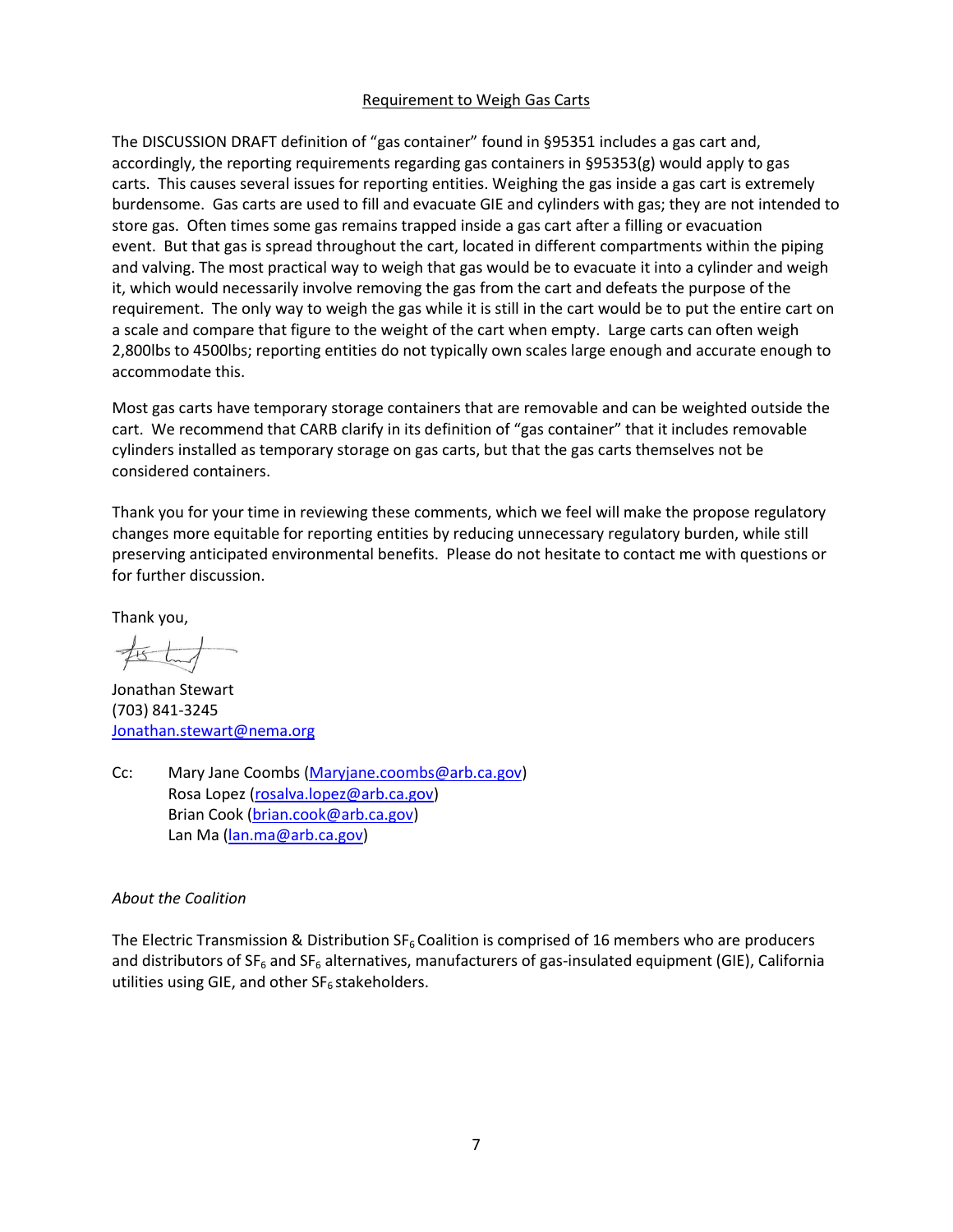<u>Requirement to Weigh Gas Carts</u>

The DISCUSSION DRAFT definition of "gas container" found in §95351 includes a gas cart and, accordingly, the reporting requirements regarding gas containers in §95353(g) would apply to gas carts. This causes several issues for reporting entities. Weighing the gas inside a gas cart is extremely burdensome. Gas carts are used to fill and evacuate GIE and cylinders with gas; they are not intended to store gas. Often times some gas remains trapped inside a gas cart after a filling or evacuation event. But that gas is spread throughout the cart, located in different compartments within the piping and valving. The most practical way to weigh that gas would be to evacuate it into a cylinder and weigh it, which would necessarily involve removing the gas from the cart and defeats the purpose of the requirement. The only way to weigh the gas while it is still in the cart would be to put the entire cart on a scale and compare that figure to the weight of the cart when empty. Large carts can often weigh 2,800lbs to 4500lbs; reporting entities do not typically own scales large enough and accurate enough to accommodate this.

Most gas carts have temporary storage containers that are removable and can be weighted outside the cart. We recommend that CARB clarify in its definition of "gas container" that it includes removable cylinders installed as temporary storage on gas carts, but that the gas carts themselves not be considered containers.

Thank you for your time in reviewing these comments, which we feel will make the propose regulatory changes more equitable for reporting entities by reducing unnecessary regulatory burden, while still preserving anticipated environmental benefits. Please do not hesitate to contact me with questions or for further discussion.

Thank you,

Jonathan Stewart
(703) 841-3245
Jonathan.stewart@nema.org

Cc: Mary Jane Coombs (Maryjane.coombs@arb.ca.gov)
Rosa Lopez (rosalva.lopez@arb.ca.gov)
Brian Cook (brian.cook@arb.ca.gov)
Lan Ma (lan.ma@arb.ca.gov)

*About the Coalition*

The Electric Transmission & Distribution $SF_6$ Coalition is comprised of 16 members who are producers and distributors of $SF_6$ and $SF_6$ alternatives, manufacturers of gas-insulated equipment (GIE), California utilities using GIE, and other $SF_6$ stakeholders.